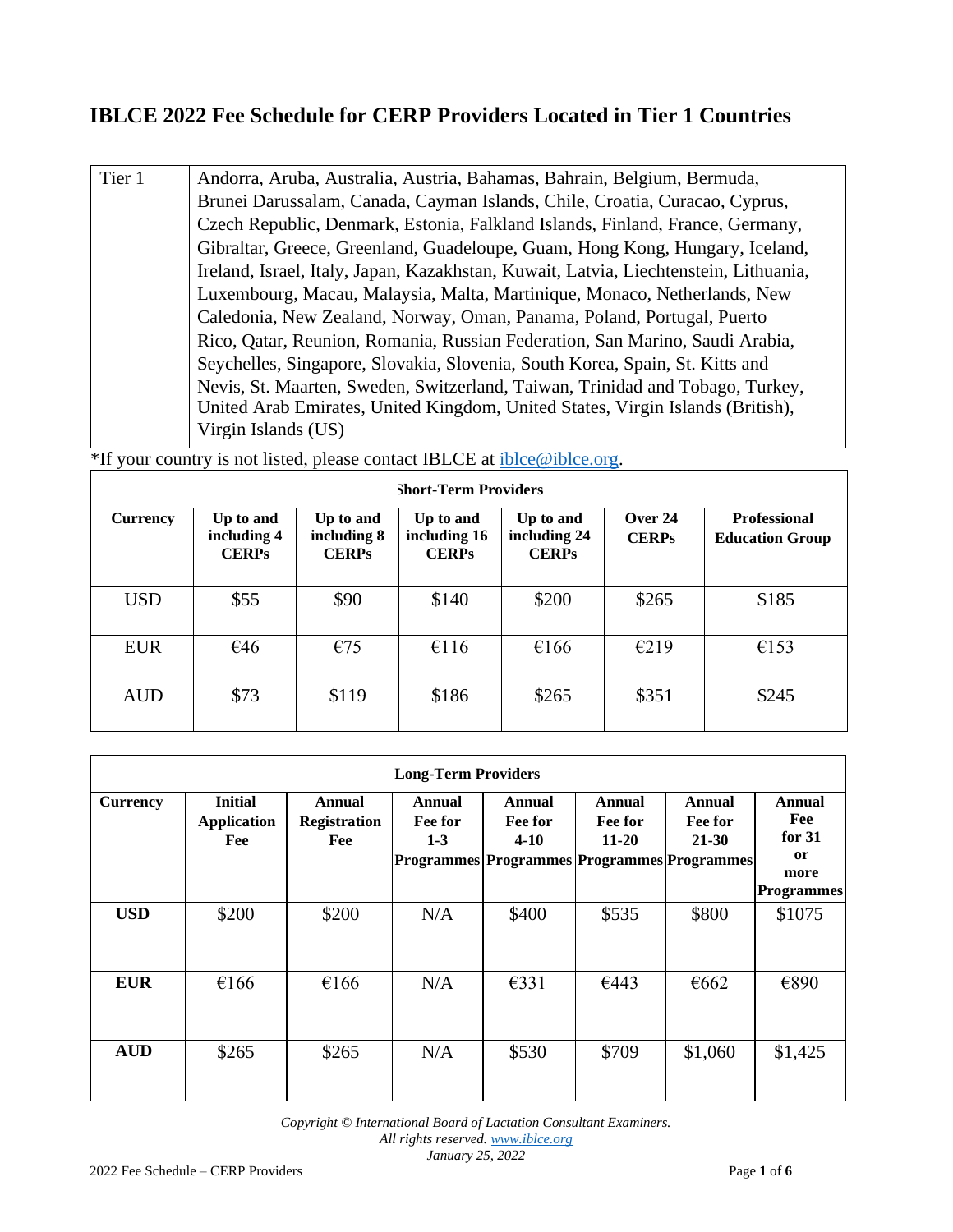# IBLCE 2022 Fee Schedule for CERP Providers Located in Tier 1 Countries

| Tier 1 | Andorra, Aruba, Australia, Austria, Bahamas, Bahrain, Belgium, Bermuda, Brunei Darussalam, Canada, Cayman Islands, Chile, Croatia, Curacao, Cyprus, Czech Republic, Denmark, Estonia, Falkland Islands, Finland, France, Germany, Gibraltar, Greece, Greenland, Guadeloupe, Guam, Hong Kong, Hungary, Iceland, Ireland, Israel, Italy, Japan, Kazakhstan, Kuwait, Latvia, Liechtenstein, Lithuania, Luxembourg, Macau, Malaysia, Malta, Martinique, Monaco, Netherlands, New Caledonia, New Zealand, Norway, Oman, Panama, Poland, Portugal, Puerto Rico, Qatar, Reunion, Romania, Russian Federation, San Marino, Saudi Arabia, Seychelles, Singapore, Slovakia, Slovenia, South Korea, Spain, St. Kitts and Nevis, St. Maarten, Sweden, Switzerland, Taiwan, Trinidad and Tobago, Turkey, United Arab Emirates, United Kingdom, United States, Virgin Islands (British), Virgin Islands (US) |
|---|---|

*If your country is not listed, please contact IBLCE at iblce@iblce.org.

| Short-Term Providers | | | | | | |
|---|---|---|---|---|---|---|
| **Currency** | **Up to and including 4 CERPs** | **Up to and including 8 CERPs** | **Up to and including 16 CERPs** | **Up to and including 24 CERPs** | **Over 24 CERPs** | **Professional Education Group** |
| USD | $55 | $90 | $140 | $200 | $265 | $185 |
| EUR | €46 | €75 | €116 | €166 | €219 | €153 |
| AUD | $73 | $119 | $186 | $265 | $351 | $245 |

| Long-Term Providers | | | | | | | |
|---|---|---|---|---|---|---|---|
| **Currency** | **Initial Application Fee** | **Annual Registration Fee** | **Annual Fee for 1-3 Programmes** | **Annual Fee for 4-10 Programmes** | **Annual Fee for 11-20 Programmes** | **Annual Fee for 21-30 Programmes** | **Annual Fee for 31 or more Programmes** |
| **USD** | $200 | $200 | N/A | $400 | $535 | $800 | $1075 |
| **EUR** | €166 | €166 | N/A | €331 | €443 | €662 | €890 |
| **AUD** | $265 | $265 | N/A | $530 | $709 | $1,060 | $1,425 |

*Copyright © International Board of Lactation Consultant Examiners.*
*All rights reserved. www.iblce.org*
*January 25, 2022*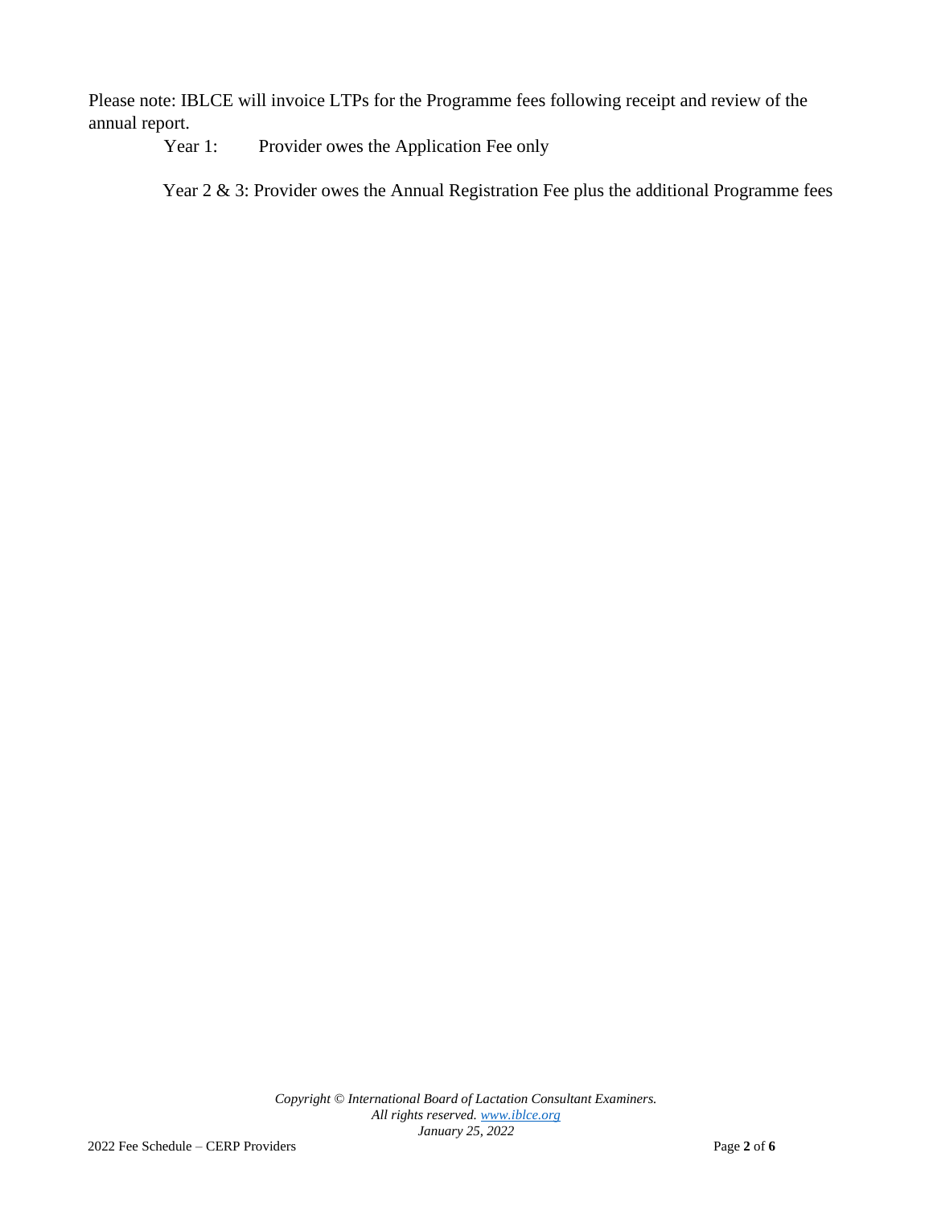Please note: IBLCE will invoice LTPs for the Programme fees following receipt and review of the annual report.

Year 1: Provider owes the Application Fee only

Year 2 & 3: Provider owes the Annual Registration Fee plus the additional Programme fees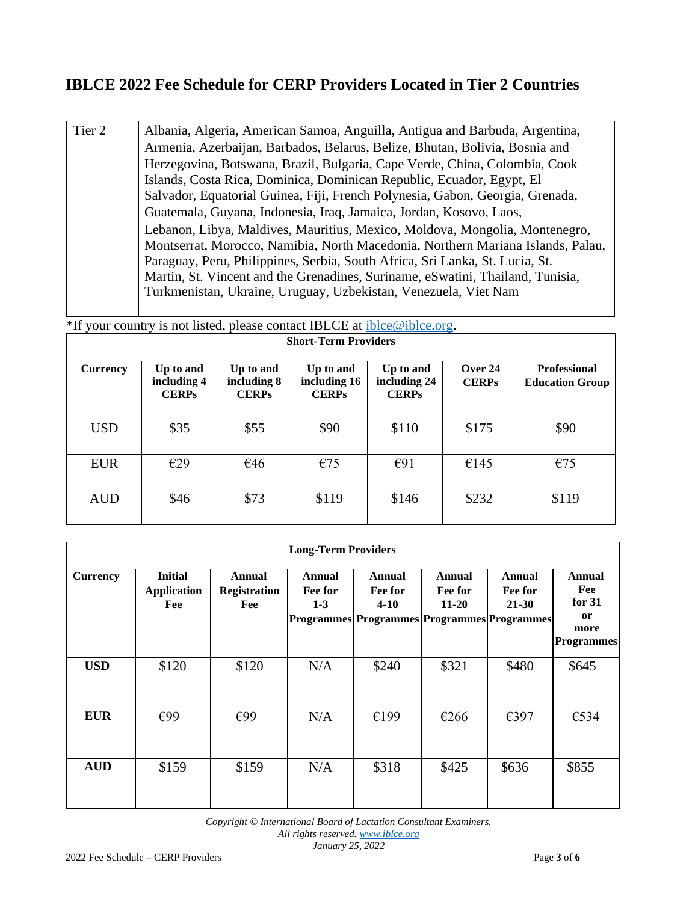# IBLCE 2022 Fee Schedule for CERP Providers Located in Tier 2 Countries

| Tier 2 | Albania, Algeria, American Samoa, Anguilla, Antigua and Barbuda, Argentina, Armenia, Azerbaijan, Barbados, Belarus, Belize, Bhutan, Bolivia, Bosnia and Herzegovina, Botswana, Brazil, Bulgaria, Cape Verde, China, Colombia, Cook Islands, Costa Rica, Dominica, Dominican Republic, Ecuador, Egypt, El Salvador, Equatorial Guinea, Fiji, French Polynesia, Gabon, Georgia, Grenada, Guatemala, Guyana, Indonesia, Iraq, Jamaica, Jordan, Kosovo, Laos, Lebanon, Libya, Maldives, Mauritius, Mexico, Moldova, Mongolia, Montenegro, Montserrat, Morocco, Namibia, North Macedonia, Northern Mariana Islands, Palau, Paraguay, Peru, Philippines, Serbia, South Africa, Sri Lanka, St. Lucia, St. Martin, St. Vincent and the Grenadines, Suriname, eSwatini, Thailand, Tunisia, Turkmenistan, Ukraine, Uruguay, Uzbekistan, Venezuela, Viet Nam |
|---|---|

*If your country is not listed, please contact IBLCE at iblce@iblce.org.

**Short-Term Providers**

| Currency | Up to and including 4 CERPs | Up to and including 8 CERPs | Up to and including 16 CERPs | Up to and including 24 CERPs | Over 24 CERPs | Professional Education Group |
|---|---|---|---|---|---|---|
| USD | $35 | $55 | $90 | $110 | $175 | $90 |
| EUR | €29 | €46 | €75 | €91 | €145 | €75 |
| AUD | $46 | $73 | $119 | $146 | $232 | $119 |

**Long-Term Providers**

| Currency | Initial Application Fee | Annual Registration Fee | Annual Fee for 1-3 Programmes | Annual Fee for 4-10 Programmes | Annual Fee for 11-20 Programmes | Annual Fee for 21-30 Programmes | Annual Fee for 31 or more Programmes |
|---|---|---|---|---|---|---|---|
| **USD** | $120 | $120 | N/A | $240 | $321 | $480 | $645 |
| **EUR** | €99 | €99 | N/A | €199 | €266 | €397 | €534 |
| **AUD** | $159 | $159 | N/A | $318 | $425 | $636 | $855 |

*Copyright © International Board of Lactation Consultant Examiners.*
*All rights reserved. www.iblce.org*
*January 25, 2022*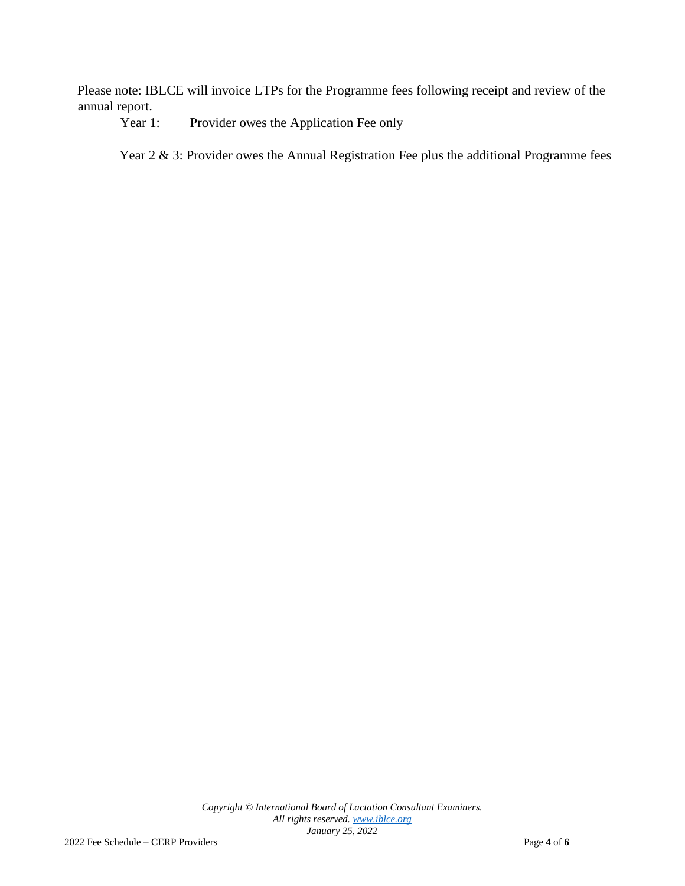Please note: IBLCE will invoice LTPs for the Programme fees following receipt and review of the annual report.

Year 1: Provider owes the Application Fee only

Year 2 & 3: Provider owes the Annual Registration Fee plus the additional Programme fees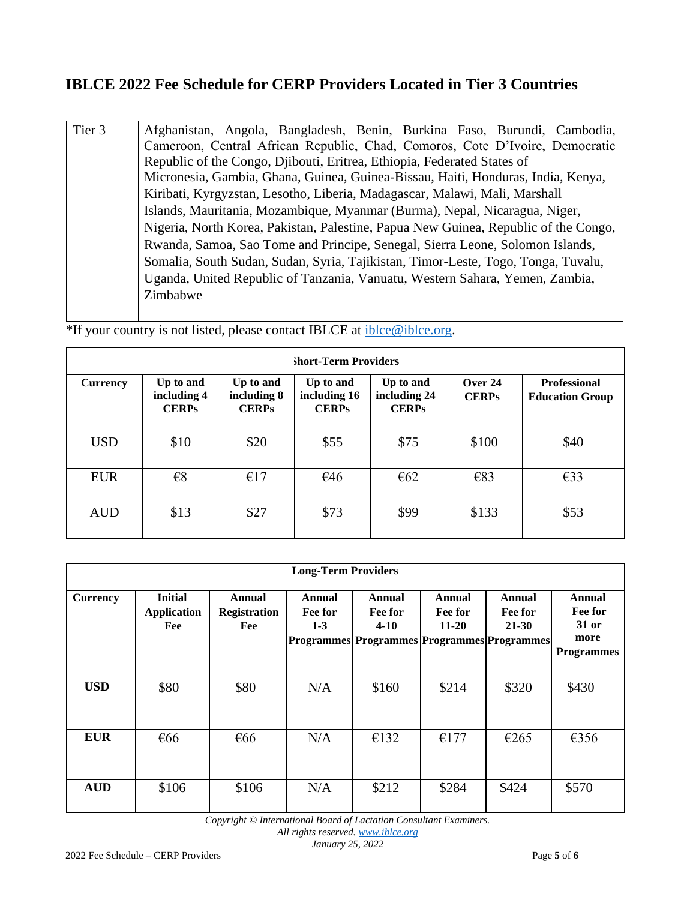## IBLCE 2022 Fee Schedule for CERP Providers Located in Tier 3 Countries

| Tier 3 | Afghanistan, Angola, Bangladesh, Benin, Burkina Faso, Burundi, Cambodia, Cameroon, Central African Republic, Chad, Comoros, Cote D'Ivoire, Democratic Republic of the Congo, Djibouti, Eritrea, Ethiopia, Federated States of Micronesia, Gambia, Ghana, Guinea, Guinea-Bissau, Haiti, Honduras, India, Kenya, Kiribati, Kyrgyzstan, Lesotho, Liberia, Madagascar, Malawi, Mali, Marshall Islands, Mauritania, Mozambique, Myanmar (Burma), Nepal, Nicaragua, Niger, Nigeria, North Korea, Pakistan, Palestine, Papua New Guinea, Republic of the Congo, Rwanda, Samoa, Sao Tome and Principe, Senegal, Sierra Leone, Solomon Islands, Somalia, South Sudan, Sudan, Syria, Tajikistan, Timor-Leste, Togo, Tonga, Tuvalu, Uganda, United Republic of Tanzania, Vanuatu, Western Sahara, Yemen, Zambia, Zimbabwe |
|---|---|

*If your country is not listed, please contact IBLCE at iblce@iblce.org.

| Short-Term Providers | | | | | | |
|---|---|---|---|---|---|---|
| **Currency** | **Up to and including 4 CERPs** | **Up to and including 8 CERPs** | **Up to and including 16 CERPs** | **Up to and including 24 CERPs** | **Over 24 CERPs** | **Professional Education Group** |
| USD | $10 | $20 | $55 | $75 | $100 | $40 |
| EUR | €8 | €17 | €46 | €62 | €83 | €33 |
| AUD | $13 | $27 | $73 | $99 | $133 | $53 |

| Long-Term Providers | | | | | | | |
|---|---|---|---|---|---|---|---|
| **Currency** | **Initial Application Fee** | **Annual Registration Fee** | **Annual Fee for 1-3 Programmes** | **Annual Fee for 4-10 Programmes** | **Annual Fee for 11-20 Programmes** | **Annual Fee for 21-30 Programmes** | **Annual Fee for 31 or more Programmes** |
| **USD** | $80 | $80 | N/A | $160 | $214 | $320 | $430 |
| **EUR** | €66 | €66 | N/A | €132 | €177 | €265 | €356 |
| **AUD** | $106 | $106 | N/A | $212 | $284 | $424 | $570 |

*Copyright © International Board of Lactation Consultant Examiners.*
*All rights reserved. www.iblce.org*
*January 25, 2022*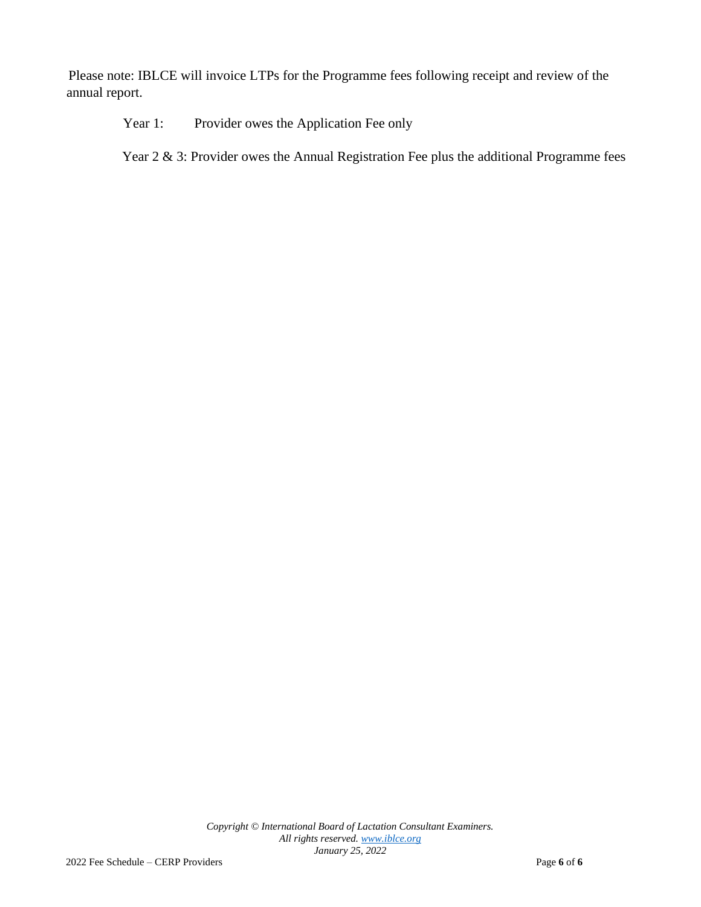Please note: IBLCE will invoice LTPs for the Programme fees following receipt and review of the annual report.

Year 1: Provider owes the Application Fee only

Year 2 & 3: Provider owes the Annual Registration Fee plus the additional Programme fees

*Copyright © International Board of Lactation Consultant Examiners.*
*All rights reserved. [www.iblce.org](http://www.iblce.org)*
*January 25, 2022*